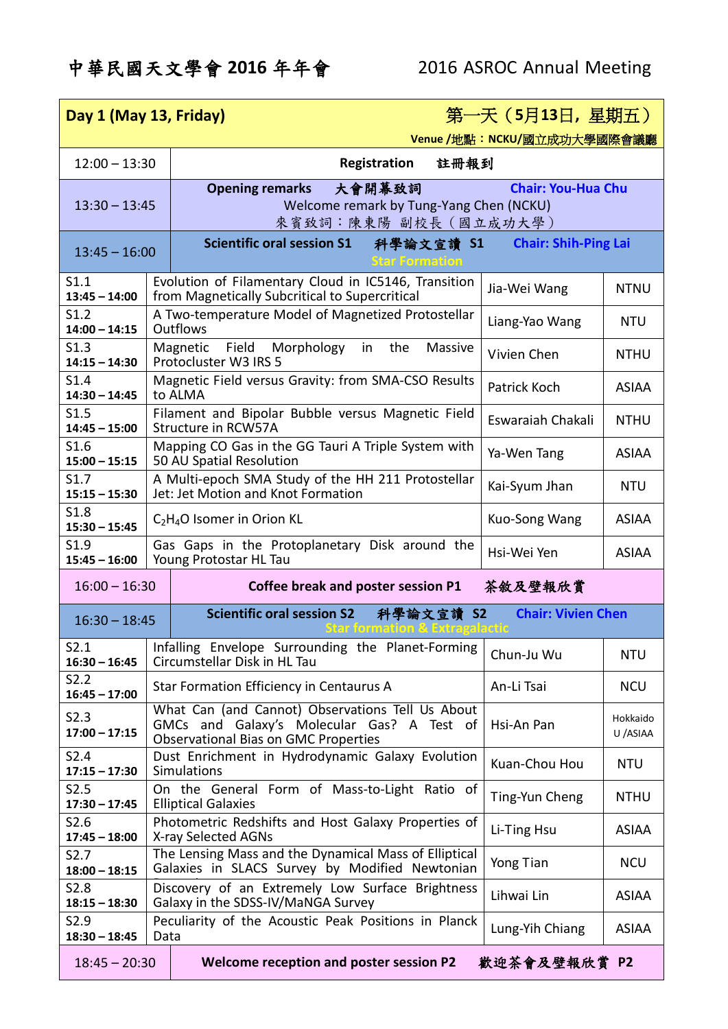# 中華民國天文學會 2016 年年會　　2016 ASROC Annual Meeting

| Day 1 (May 13, Friday) | 第一天（5月13日，星期五）Venue /地點：NCKU/國立成功大學國際會議廳 | | |
|---|---|---|---|
| 12:00 – 13:30 | **Registration　註冊報到** | | |
| 13:30 – 13:45 | **Opening remarks　大會開幕致詞　Chair: You-Hua Chu**<br>Welcome remark by Tung-Yang Chen (NCKU)<br>來賓致詞：陳東陽 副校長（國立成功大學） | | |
| 13:45 – 16:00 | **Scientific oral session S1　科學論文宣讀 S1　Chair: Shih-Ping Lai**<br>Star Formation | | |
| S1.1<br>**13:45 – 14:00** | Evolution of Filamentary Cloud in IC5146, Transition from Magnetically Subcritical to Supercritical | Jia-Wei Wang | NTNU |
| S1.2<br>**14:00 – 14:15** | A Two-temperature Model of Magnetized Protostellar Outflows | Liang-Yao Wang | NTU |
| S1.3<br>**14:15 – 14:30** | Magnetic Field Morphology in the Massive Protocluster W3 IRS 5 | Vivien Chen | NTHU |
| S1.4<br>**14:30 – 14:45** | Magnetic Field versus Gravity: from SMA-CSO Results to ALMA | Patrick Koch | ASIAA |
| S1.5<br>**14:45 – 15:00** | Filament and Bipolar Bubble versus Magnetic Field Structure in RCW57A | Eswaraiah Chakali | NTHU |
| S1.6<br>**15:00 – 15:15** | Mapping CO Gas in the GG Tauri A Triple System with 50 AU Spatial Resolution | Ya-Wen Tang | ASIAA |
| S1.7<br>**15:15 – 15:30** | A Multi-epoch SMA Study of the HH 211 Protostellar Jet: Jet Motion and Knot Formation | Kai-Syum Jhan | NTU |
| S1.8<br>**15:30 – 15:45** | $C_2H_4O$ Isomer in Orion KL | Kuo-Song Wang | ASIAA |
| S1.9<br>**15:45 – 16:00** | Gas Gaps in the Protoplanetary Disk around the Young Protostar HL Tau | Hsi-Wei Yen | ASIAA |
| 16:00 – 16:30 | **Coffee break and poster session P1　茶敘及壁報欣賞** | | |
| 16:30 – 18:45 | **Scientific oral session S2　科學論文宣讀 S2　Chair: Vivien Chen**<br>Star formation & Extragalactic | | |
| S2.1<br>**16:30 – 16:45** | Infalling Envelope Surrounding the Planet-Forming Circumstellar Disk in HL Tau | Chun-Ju Wu | NTU |
| S2.2<br>**16:45 – 17:00** | Star Formation Efficiency in Centaurus A | An-Li Tsai | NCU |
| S2.3<br>**17:00 – 17:15** | What Can (and Cannot) Observations Tell Us About GMCs and Galaxy's Molecular Gas? A Test of Observational Bias on GMC Properties | Hsi-An Pan | Hokkaido U /ASIAA |
| S2.4<br>**17:15 – 17:30** | Dust Enrichment in Hydrodynamic Galaxy Evolution Simulations | Kuan-Chou Hou | NTU |
| S2.5<br>**17:30 – 17:45** | On the General Form of Mass-to-Light Ratio of Elliptical Galaxies | Ting-Yun Cheng | NTHU |
| S2.6<br>**17:45 – 18:00** | Photometric Redshifts and Host Galaxy Properties of X-ray Selected AGNs | Li-Ting Hsu | ASIAA |
| S2.7<br>**18:00 – 18:15** | The Lensing Mass and the Dynamical Mass of Elliptical Galaxies in SLACS Survey by Modified Newtonian | Yong Tian | NCU |
| S2.8<br>**18:15 – 18:30** | Discovery of an Extremely Low Surface Brightness Galaxy in the SDSS-IV/MaNGA Survey | Lihwai Lin | ASIAA |
| S2.9<br>**18:30 – 18:45** | Peculiarity of the Acoustic Peak Positions in Planck Data | Lung-Yih Chiang | ASIAA |
| 18:45 – 20:30 | **Welcome reception and poster session P2　歡迎茶會及壁報欣賞 P2** | | |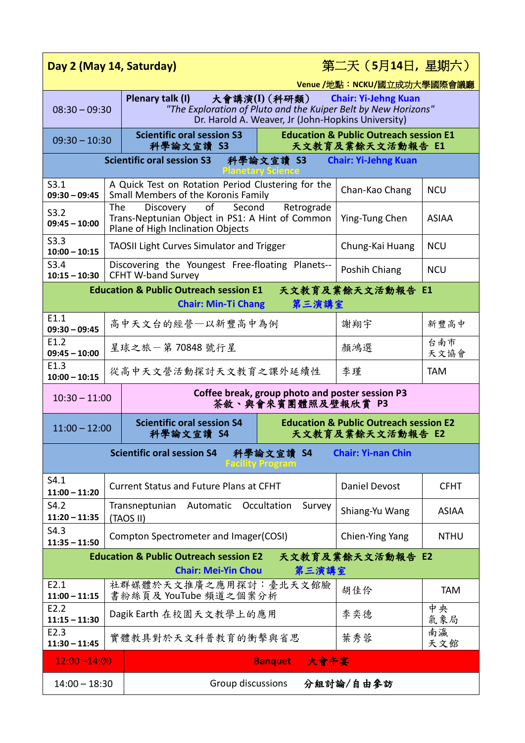## Day 2 (May 14, Saturday) 第二天（5月14日，星期六）

Venue /地點：NCKU/國立成功大學國際會議廳

| Time | Session | | |
|---|---|---|---|
| 08:30 – 09:30 | **Plenary talk (I)** 大會講演(I)（科研類） **Chair: Yi-Jehng Kuan**<br>*"The Exploration of Pluto and the Kuiper Belt by New Horizons"*<br>Dr. Harold A. Weaver, Jr (John-Hopkins University) | | |
| 09:30 – 10:30 | **Scientific oral session S3** 科學論文宣讀 S3 | **Education & Public Outreach session E1** 天文教育及業餘天文活動報告 E1 | |

**Scientific oral session S3** 科學論文宣讀 S3 **Chair: Yi-Jehng Kuan**
Planetary Science

| No. / Time | Title | Speaker | Affiliation |
|---|---|---|---|
| S3.1<br>**09:30 – 09:45** | A Quick Test on Rotation Period Clustering for the Small Members of the Koronis Family | Chan-Kao Chang | NCU |
| S3.2<br>**09:45 – 10:00** | The Discovery of Second Retrograde Trans-Neptunian Object in PS1: A Hint of Common Plane of High Inclination Objects | Ying-Tung Chen | ASIAA |
| S3.3<br>**10:00 – 10:15** | TAOSII Light Curves Simulator and Trigger | Chung-Kai Huang | NCU |
| S3.4<br>**10:15 – 10:30** | Discovering the Youngest Free-floating Planets--CFHT W-band Survey | Poshih Chiang | NCU |

**Education & Public Outreach session E1** 天文教育及業餘天文活動報告 E1
**Chair: Min-Ti Chang** 第三演講室

| No. / Time | Title | Speaker | Affiliation |
|---|---|---|---|
| E1.1<br>**09:30 – 09:45** | 高中天文台的經營—以新豐高中為例 | 謝翔宇 | 新豐高中 |
| E1.2<br>**09:45 – 10:00** | 星球之旅—第 70848 號行星 | 顏鴻選 | 台南市天文協會 |
| E1.3<br>**10:00 – 10:15** | 從高中天文營活動探討天文教育之課外延續性 | 李瑾 | TAM |

| Time | Session | |
|---|---|---|
| 10:30 – 11:00 | **Coffee break, group photo and poster session P3**<br>茶敘、與會來賓團體照及壁報欣賞 P3 | |
| 11:00 – 12:00 | **Scientific oral session S4** 科學論文宣讀 S4 | **Education & Public Outreach session E2** 天文教育及業餘天文活動報告 E2 |

**Scientific oral session S4** 科學論文宣讀 S4 **Chair: Yi-nan Chin**
Facility Program

| No. / Time | Title | Speaker | Affiliation |
|---|---|---|---|
| S4.1<br>**11:00 – 11:20** | Current Status and Future Plans at CFHT | Daniel Devost | CFHT |
| S4.2<br>**11:20 – 11:35** | Transneptunian Automatic Occultation Survey (TAOS II) | Shiang-Yu Wang | ASIAA |
| S4.3<br>**11:35 – 11:50** | Compton Spectrometer and Imager(COSI) | Chien-Ying Yang | NTHU |

**Education & Public Outreach session E2** 天文教育及業餘天文活動報告 E2
**Chair: Mei-Yin Chou** 第三演講室

| No. / Time | Title | Speaker | Affiliation |
|---|---|---|---|
| E2.1<br>**11:00 – 11:15** | 社群媒體於天文推廣之應用探討：臺北天文館臉書粉絲頁及 YouTube 頻道之個案分析 | 胡佳伶 | TAM |
| E2.2<br>**11:15 – 11:30** | Dagik Earth 在校園天文教學上的應用 | 李奕德 | 中央氣象局 |
| E2.3<br>**11:30 – 11:45** | 實體教具對於天文科普教育的衝擊與省思 | 葉秀蓉 | 南瀛天文館 |

| Time | Event |
|---|---|
| 12:00 –14:00 | **Banquet** 大會午宴 |
| 14:00 – 18:30 | Group discussions 分組討論/自由參訪 |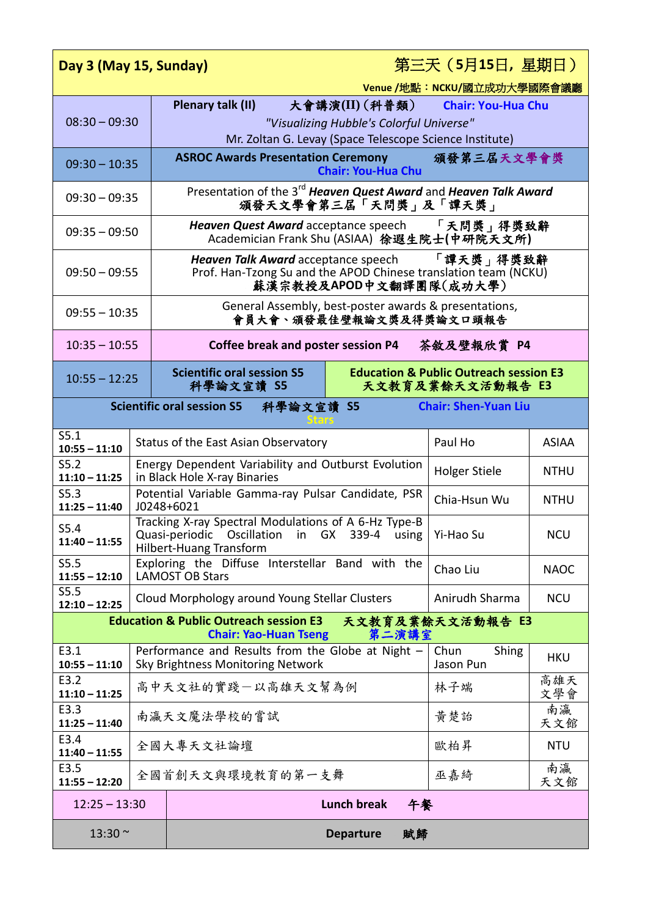## Day 3 (May 15, Sunday) 第三天（5月15日，星期日）

Venue /地點：NCKU/國立成功大學國際會議廳

| | |
|---|---|
| 08:30 – 09:30 | **Plenary talk (II)** 大會講演(II)（科普類） **Chair: You-Hua Chu**<br>*"Visualizing Hubble's Colorful Universe"*<br>Mr. Zoltan G. Levay (Space Telescope Science Institute) |
| 09:30 – 10:35 | **ASROC Awards Presentation Ceremony** 頒發第三屆天文學會獎<br>**Chair: You-Hua Chu** |
| 09:30 – 09:35 | Presentation of the 3rd ***Heaven Quest Award*** and ***Heaven Talk Award***<br>頒發天文學會第三屆「天問獎」及「譚天獎」 |
| 09:35 – 09:50 | ***Heaven Quest Award*** acceptance speech 「天問獎」得獎致辭<br>Academician Frank Shu (ASIAA) 徐遐生院士(中研院天文所) |
| 09:50 – 09:55 | ***Heaven Talk Award*** acceptance speech 「譚天獎」得獎致辭<br>Prof. Han-Tzong Su and the APOD Chinese translation team (NCKU)<br>蘇漢宗教授及APOD中文翻譯團隊(成功大學) |
| 09:55 – 10:35 | General Assembly, best-poster awards & presentations,<br>會員大會、頒發最佳壁報論文獎及得獎論文口頭報告 |
| 10:35 – 10:55 | **Coffee break and poster session P4 茶敘及壁報欣賞 P4** |
| 10:55 – 12:25 | **Scientific oral session S5 科學論文宣讀 S5** / **Education & Public Outreach session E3 天文教育及業餘天文活動報告 E3** |

### Scientific oral session S5 科學論文宣讀 S5 — Stars — Chair: Shen-Yuan Liu

| | | | |
|---|---|---|---|
| S5.1<br>**10:55 – 11:10** | Status of the East Asian Observatory | Paul Ho | ASIAA |
| S5.2<br>**11:10 – 11:25** | Energy Dependent Variability and Outburst Evolution in Black Hole X-ray Binaries | Holger Stiele | NTHU |
| S5.3<br>**11:25 – 11:40** | Potential Variable Gamma-ray Pulsar Candidate, PSR J0248+6021 | Chia-Hsun Wu | NTHU |
| S5.4<br>**11:40 – 11:55** | Tracking X-ray Spectral Modulations of A 6-Hz Type-B Quasi-periodic Oscillation in GX 339-4 using Hilbert-Huang Transform | Yi-Hao Su | NCU |
| S5.5<br>**11:55 – 12:10** | Exploring the Diffuse Interstellar Band with the LAMOST OB Stars | Chao Liu | NAOC |
| S5.5<br>**12:10 – 12:25** | Cloud Morphology around Young Stellar Clusters | Anirudh Sharma | NCU |

### Education & Public Outreach session E3 天文教育及業餘天文活動報告 E3 — Chair: Yao-Huan Tseng — 第二演講室

| | | | |
|---|---|---|---|
| E3.1<br>**10:55 – 11:10** | Performance and Results from the Globe at Night – Sky Brightness Monitoring Network | Chun Shing Jason Pun | HKU |
| E3.2<br>**11:10 – 11:25** | 高中天文社的實踐－以高雄天文幫為例 | 林子端 | 高雄天文學會 |
| E3.3<br>**11:25 – 11:40** | 南瀛天文魔法學校的嘗試 | 黃楚詒 | 南瀛天文館 |
| E3.4<br>**11:40 – 11:55** | 全國大專天文社論壇 | 歐柏昇 | NTU |
| E3.5<br>**11:55 – 12:20** | 全國首創天文與環境教育的第一支舞 | 巫嘉綺 | 南瀛天文館 |

| | |
|---|---|
| 12:25 – 13:30 | **Lunch break 午餐** |
| 13:30 ~ | **Departure 賦歸** |